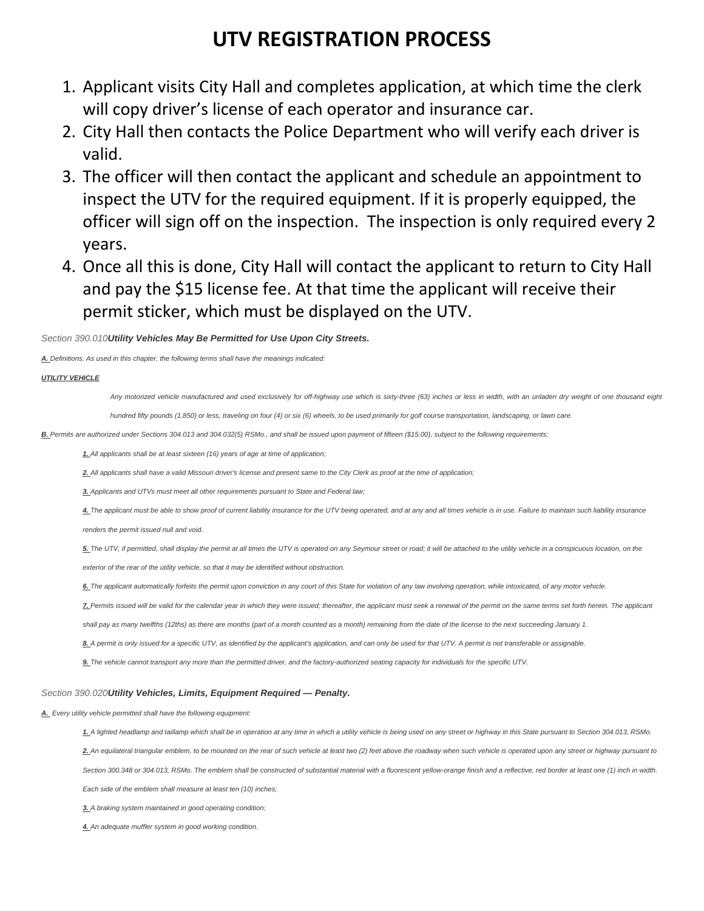# UTV REGISTRATION PROCESS

1. Applicant visits City Hall and completes application, at which time the clerk will copy driver's license of each operator and insurance car.
2. City Hall then contacts the Police Department who will verify each driver is valid.
3. The officer will then contact the applicant and schedule an appointment to inspect the UTV for the required equipment. If it is properly equipped, the officer will sign off on the inspection. The inspection is only required every 2 years.
4. Once all this is done, City Hall will contact the applicant to return to City Hall and pay the $15 license fee. At that time the applicant will receive their permit sticker, which must be displayed on the UTV.

*Section 390.010* ***Utility Vehicles May Be Permitted for Use Upon City Streets.***

***A.*** *Definitions. As used in this chapter, the following terms shall have the meanings indicated:*

***UTILITY VEHICLE***

*Any motorized vehicle manufactured and used exclusively for off-highway use which is sixty-three (63) inches or less in width, with an unladen dry weight of one thousand eight hundred fifty pounds (1,850) or less, traveling on four (4) or six (6) wheels, to be used primarily for golf course transportation, landscaping, or lawn care.*

***B.*** *Permits are authorized under Sections 304.013 and 304.032(5) RSMo., and shall be issued upon payment of fifteen ($15.00), subject to the following requirements:*

***1.*** *All applicants shall be at least sixteen (16) years of age at time of application;*

***2.*** *All applicants shall have a valid Missouri driver's license and present same to the City Clerk as proof at the time of application;*

***3.*** *Applicants and UTVs must meet all other requirements pursuant to State and Federal law;*

***4.*** *The applicant must be able to show proof of current liability insurance for the UTV being operated, and at any and all times vehicle is in use. Failure to maintain such liability insurance renders the permit issued null and void.*

***5.*** *The UTV, if permitted, shall display the permit at all times the UTV is operated on any Seymour street or road; it will be attached to the utility vehicle in a conspicuous location, on the exterior of the rear of the utility vehicle, so that it may be identified without obstruction.*

***6.*** *The applicant automatically forfeits the permit upon conviction in any court of this State for violation of any law involving operation, while intoxicated, of any motor vehicle.*

***7.*** *Permits issued will be valid for the calendar year in which they were issued; thereafter, the applicant must seek a renewal of the permit on the same terms set forth herein. The applicant shall pay as many twelfths (12ths) as there are months (part of a month counted as a month) remaining from the date of the license to the next succeeding January 1.*

***8.*** *A permit is only issued for a specific UTV, as identified by the applicant's application, and can only be used for that UTV. A permit is not transferable or assignable.*

***9.*** *The vehicle cannot transport any more than the permitted driver, and the factory-authorized seating capacity for individuals for the specific UTV.*

*Section 390.020* ***Utility Vehicles, Limits, Equipment Required — Penalty.***

***A.*** *Every utility vehicle permitted shall have the following equipment:*

***1.*** *A lighted headlamp and taillamp which shall be in operation at any time in which a utility vehicle is being used on any street or highway in this State pursuant to Section 304.013, RSMo.*

***2.*** *An equilateral triangular emblem, to be mounted on the rear of such vehicle at least two (2) feet above the roadway when such vehicle is operated upon any street or highway pursuant to Section 300.348 or 304.013, RSMo. The emblem shall be constructed of substantial material with a fluorescent yellow-orange finish and a reflective, red border at least one (1) inch in width. Each side of the emblem shall measure at least ten (10) inches;*

***3.*** *A braking system maintained in good operating condition;*

***4.*** *An adequate muffler system in good working condition.*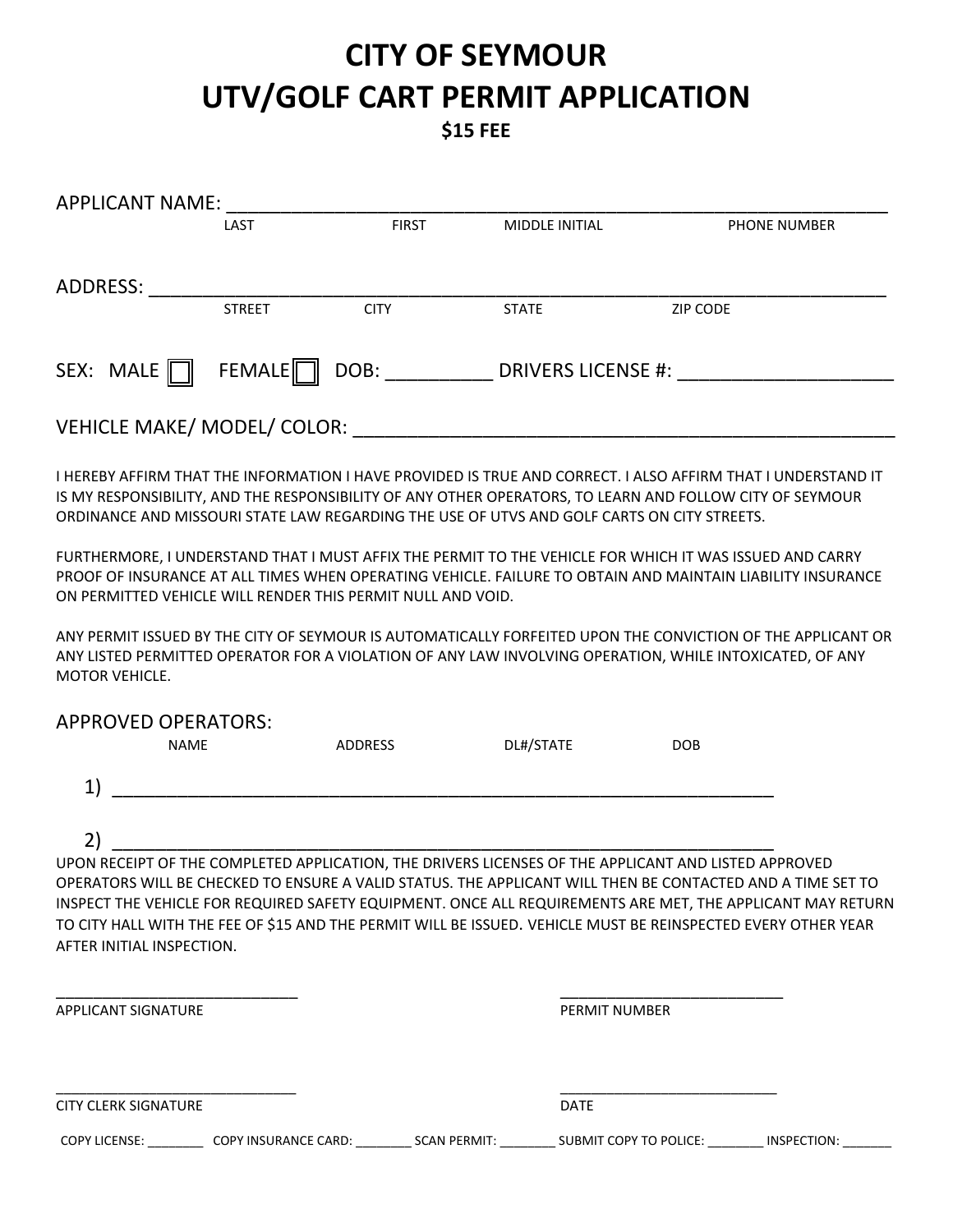# CITY OF SEYMOUR
# UTV/GOLF CART PERMIT APPLICATION

**$15 FEE**

APPLICANT NAME: ______________________________________________________________

LAST FIRST MIDDLE INITIAL PHONE NUMBER

ADDRESS: ____________________________________________________________________

STREET CITY STATE ZIP CODE

SEX: MALE ☐ FEMALE ☐ DOB: __________ DRIVERS LICENSE #: ____________________

VEHICLE MAKE/ MODEL/ COLOR: __________________________________________________

I HEREBY AFFIRM THAT THE INFORMATION I HAVE PROVIDED IS TRUE AND CORRECT. I ALSO AFFIRM THAT I UNDERSTAND IT IS MY RESPONSIBILITY, AND THE RESPONSIBILITY OF ANY OTHER OPERATORS, TO LEARN AND FOLLOW CITY OF SEYMOUR ORDINANCE AND MISSOURI STATE LAW REGARDING THE USE OF UTVS AND GOLF CARTS ON CITY STREETS.

FURTHERMORE, I UNDERSTAND THAT I MUST AFFIX THE PERMIT TO THE VEHICLE FOR WHICH IT WAS ISSUED AND CARRY PROOF OF INSURANCE AT ALL TIMES WHEN OPERATING VEHICLE. FAILURE TO OBTAIN AND MAINTAIN LIABILITY INSURANCE ON PERMITTED VEHICLE WILL RENDER THIS PERMIT NULL AND VOID.

ANY PERMIT ISSUED BY THE CITY OF SEYMOUR IS AUTOMATICALLY FORFEITED UPON THE CONVICTION OF THE APPLICANT OR ANY LISTED PERMITTED OPERATOR FOR A VIOLATION OF ANY LAW INVOLVING OPERATION, WHILE INTOXICATED, OF ANY MOTOR VEHICLE.

APPROVED OPERATORS:

NAME ADDRESS DL#/STATE DOB

1) _________________________________________________________________

2) _________________________________________________________________

UPON RECEIPT OF THE COMPLETED APPLICATION, THE DRIVERS LICENSES OF THE APPLICANT AND LISTED APPROVED OPERATORS WILL BE CHECKED TO ENSURE A VALID STATUS. THE APPLICANT WILL THEN BE CONTACTED AND A TIME SET TO INSPECT THE VEHICLE FOR REQUIRED SAFETY EQUIPMENT. ONCE ALL REQUIREMENTS ARE MET, THE APPLICANT MAY RETURN TO CITY HALL WITH THE FEE OF $15 AND THE PERMIT WILL BE ISSUED. VEHICLE MUST BE REINSPECTED EVERY OTHER YEAR AFTER INITIAL INSPECTION.

____________________________ ____________________________

APPLICANT SIGNATURE PERMIT NUMBER

____________________________ ____________________________

CITY CLERK SIGNATURE DATE

COPY LICENSE: ________ COPY INSURANCE CARD: ________ SCAN PERMIT: ________ SUBMIT COPY TO POLICE: ________ INSPECTION: _______